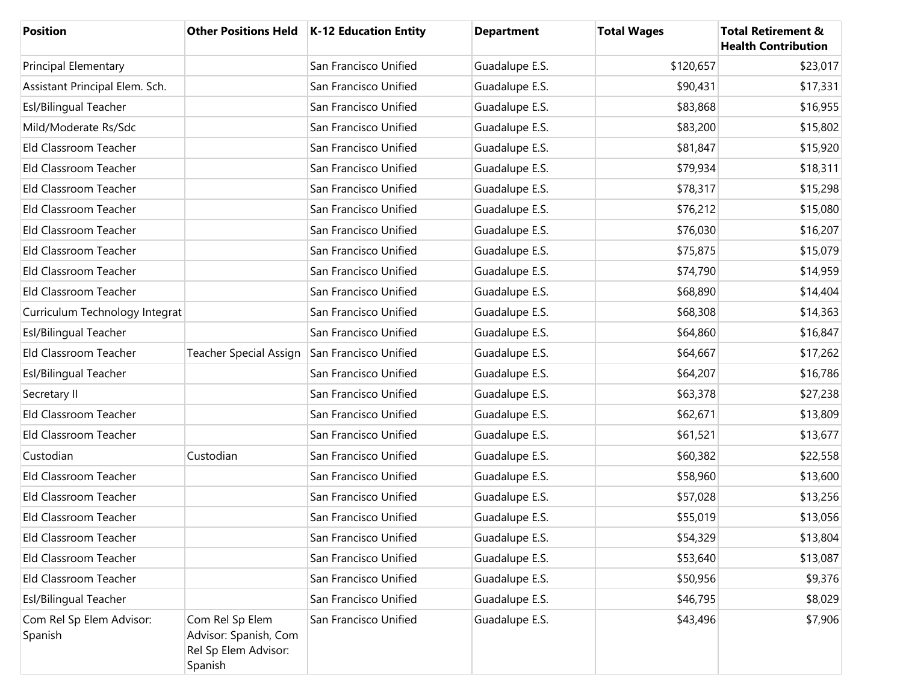| Position | Other Positions Held | K-12 Education Entity | Department | Total Wages | Total Retirement & Health Contribution |
|---|---|---|---|---|---|
| Principal Elementary | | San Francisco Unified | Guadalupe E.S. | $120,657 | $23,017 |
| Assistant Principal Elem. Sch. | | San Francisco Unified | Guadalupe E.S. | $90,431 | $17,331 |
| Esl/Bilingual Teacher | | San Francisco Unified | Guadalupe E.S. | $83,868 | $16,955 |
| Mild/Moderate Rs/Sdc | | San Francisco Unified | Guadalupe E.S. | $83,200 | $15,802 |
| Eld Classroom Teacher | | San Francisco Unified | Guadalupe E.S. | $81,847 | $15,920 |
| Eld Classroom Teacher | | San Francisco Unified | Guadalupe E.S. | $79,934 | $18,311 |
| Eld Classroom Teacher | | San Francisco Unified | Guadalupe E.S. | $78,317 | $15,298 |
| Eld Classroom Teacher | | San Francisco Unified | Guadalupe E.S. | $76,212 | $15,080 |
| Eld Classroom Teacher | | San Francisco Unified | Guadalupe E.S. | $76,030 | $16,207 |
| Eld Classroom Teacher | | San Francisco Unified | Guadalupe E.S. | $75,875 | $15,079 |
| Eld Classroom Teacher | | San Francisco Unified | Guadalupe E.S. | $74,790 | $14,959 |
| Eld Classroom Teacher | | San Francisco Unified | Guadalupe E.S. | $68,890 | $14,404 |
| Curriculum Technology Integrat | | San Francisco Unified | Guadalupe E.S. | $68,308 | $14,363 |
| Esl/Bilingual Teacher | | San Francisco Unified | Guadalupe E.S. | $64,860 | $16,847 |
| Eld Classroom Teacher | Teacher Special Assign | San Francisco Unified | Guadalupe E.S. | $64,667 | $17,262 |
| Esl/Bilingual Teacher | | San Francisco Unified | Guadalupe E.S. | $64,207 | $16,786 |
| Secretary II | | San Francisco Unified | Guadalupe E.S. | $63,378 | $27,238 |
| Eld Classroom Teacher | | San Francisco Unified | Guadalupe E.S. | $62,671 | $13,809 |
| Eld Classroom Teacher | | San Francisco Unified | Guadalupe E.S. | $61,521 | $13,677 |
| Custodian | Custodian | San Francisco Unified | Guadalupe E.S. | $60,382 | $22,558 |
| Eld Classroom Teacher | | San Francisco Unified | Guadalupe E.S. | $58,960 | $13,600 |
| Eld Classroom Teacher | | San Francisco Unified | Guadalupe E.S. | $57,028 | $13,256 |
| Eld Classroom Teacher | | San Francisco Unified | Guadalupe E.S. | $55,019 | $13,056 |
| Eld Classroom Teacher | | San Francisco Unified | Guadalupe E.S. | $54,329 | $13,804 |
| Eld Classroom Teacher | | San Francisco Unified | Guadalupe E.S. | $53,640 | $13,087 |
| Eld Classroom Teacher | | San Francisco Unified | Guadalupe E.S. | $50,956 | $9,376 |
| Esl/Bilingual Teacher | | San Francisco Unified | Guadalupe E.S. | $46,795 | $8,029 |
| Com Rel Sp Elem Advisor: Spanish | Com Rel Sp Elem Advisor: Spanish, Com Rel Sp Elem Advisor: Spanish | San Francisco Unified | Guadalupe E.S. | $43,496 | $7,906 |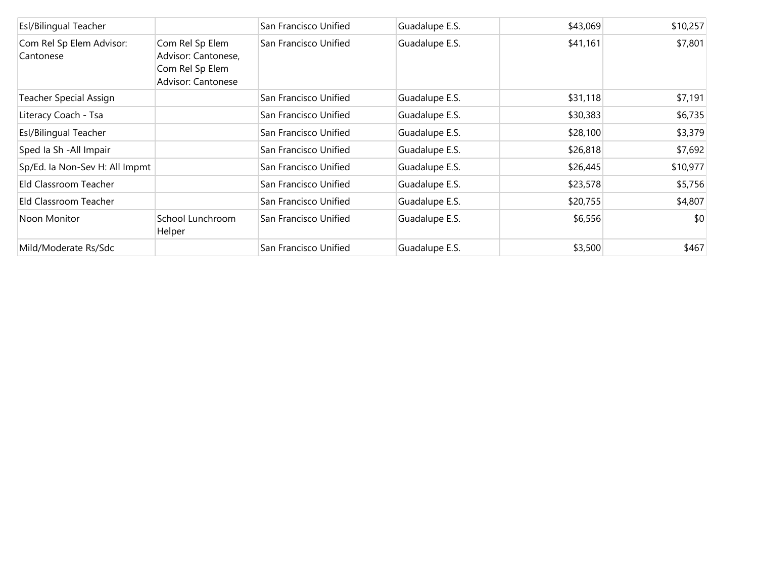| | | | | | |
|---|---|---|---|---|---|
| Esl/Bilingual Teacher | | San Francisco Unified | Guadalupe E.S. | $43,069 | $10,257 |
| Com Rel Sp Elem Advisor: Cantonese | Com Rel Sp Elem Advisor: Cantonese, Com Rel Sp Elem Advisor: Cantonese | San Francisco Unified | Guadalupe E.S. | $41,161 | $7,801 |
| Teacher Special Assign | | San Francisco Unified | Guadalupe E.S. | $31,118 | $7,191 |
| Literacy Coach - Tsa | | San Francisco Unified | Guadalupe E.S. | $30,383 | $6,735 |
| Esl/Bilingual Teacher | | San Francisco Unified | Guadalupe E.S. | $28,100 | $3,379 |
| Sped Ia Sh -All Impair | | San Francisco Unified | Guadalupe E.S. | $26,818 | $7,692 |
| Sp/Ed. Ia Non-Sev H: All Impmt | | San Francisco Unified | Guadalupe E.S. | $26,445 | $10,977 |
| Eld Classroom Teacher | | San Francisco Unified | Guadalupe E.S. | $23,578 | $5,756 |
| Eld Classroom Teacher | | San Francisco Unified | Guadalupe E.S. | $20,755 | $4,807 |
| Noon Monitor | School Lunchroom Helper | San Francisco Unified | Guadalupe E.S. | $6,556 | $0 |
| Mild/Moderate Rs/Sdc | | San Francisco Unified | Guadalupe E.S. | $3,500 | $467 |